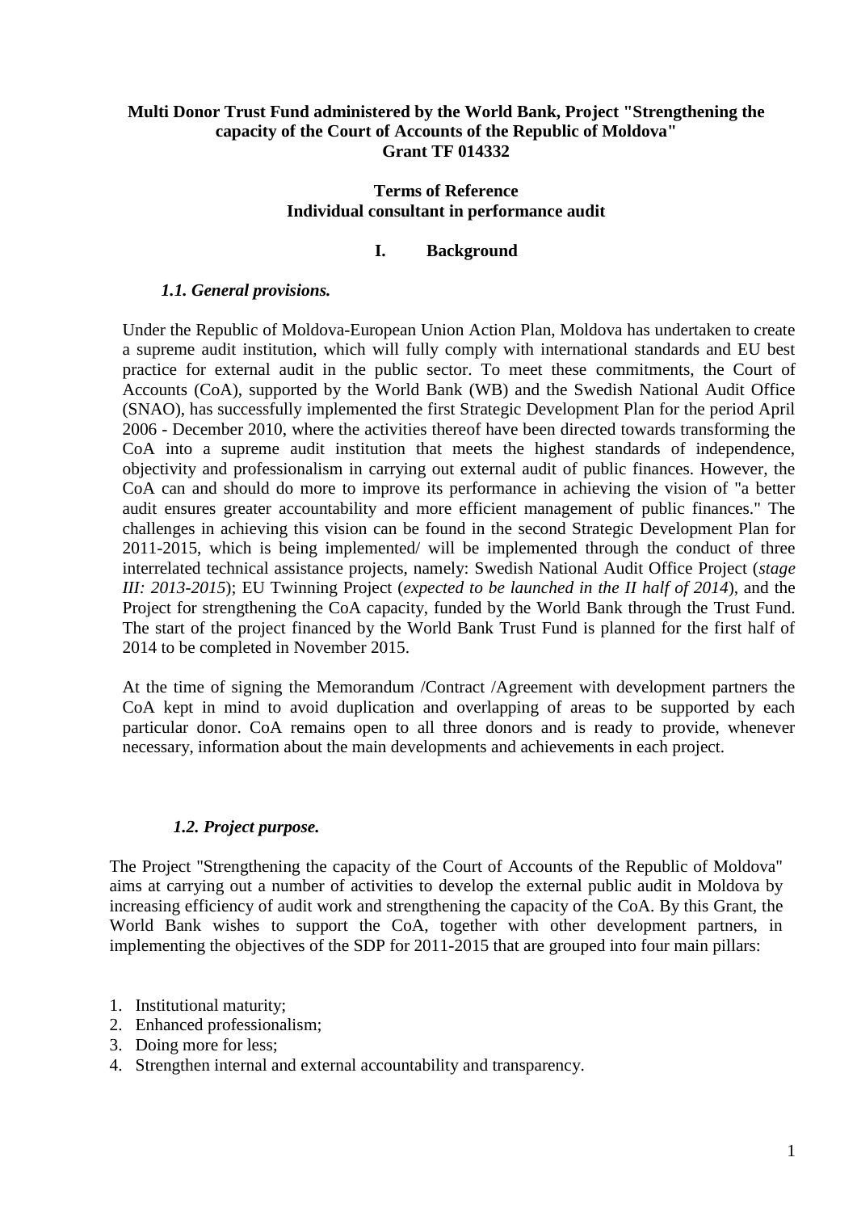**Multi Donor Trust Fund administered by the World Bank, Project "Strengthening the capacity of the Court of Accounts of the Republic of Moldova"**
**Grant TF 014332**

**Terms of Reference**
**Individual consultant in performance audit**

# I. Background

### *1.1. General provisions.*

Under the Republic of Moldova-European Union Action Plan, Moldova has undertaken to create a supreme audit institution, which will fully comply with international standards and EU best practice for external audit in the public sector. To meet these commitments, the Court of Accounts (CoA), supported by the World Bank (WB) and the Swedish National Audit Office (SNAO), has successfully implemented the first Strategic Development Plan for the period April 2006 - December 2010, where the activities thereof have been directed towards transforming the CoA into a supreme audit institution that meets the highest standards of independence, objectivity and professionalism in carrying out external audit of public finances. However, the CoA can and should do more to improve its performance in achieving the vision of "a better audit ensures greater accountability and more efficient management of public finances." The challenges in achieving this vision can be found in the second Strategic Development Plan for 2011-2015, which is being implemented/ will be implemented through the conduct of three interrelated technical assistance projects, namely: Swedish National Audit Office Project (*stage III: 2013-2015*); EU Twinning Project (*expected to be launched in the II half of 2014*), and the Project for strengthening the CoA capacity, funded by the World Bank through the Trust Fund. The start of the project financed by the World Bank Trust Fund is planned for the first half of 2014 to be completed in November 2015.

At the time of signing the Memorandum /Contract /Agreement with development partners the CoA kept in mind to avoid duplication and overlapping of areas to be supported by each particular donor. CoA remains open to all three donors and is ready to provide, whenever necessary, information about the main developments and achievements in each project.

### *1.2. Project purpose.*

The Project "Strengthening the capacity of the Court of Accounts of the Republic of Moldova" aims at carrying out a number of activities to develop the external public audit in Moldova by increasing efficiency of audit work and strengthening the capacity of the CoA. By this Grant, the World Bank wishes to support the CoA, together with other development partners, in implementing the objectives of the SDP for 2011-2015 that are grouped into four main pillars:

1. Institutional maturity;
2. Enhanced professionalism;
3. Doing more for less;
4. Strengthen internal and external accountability and transparency.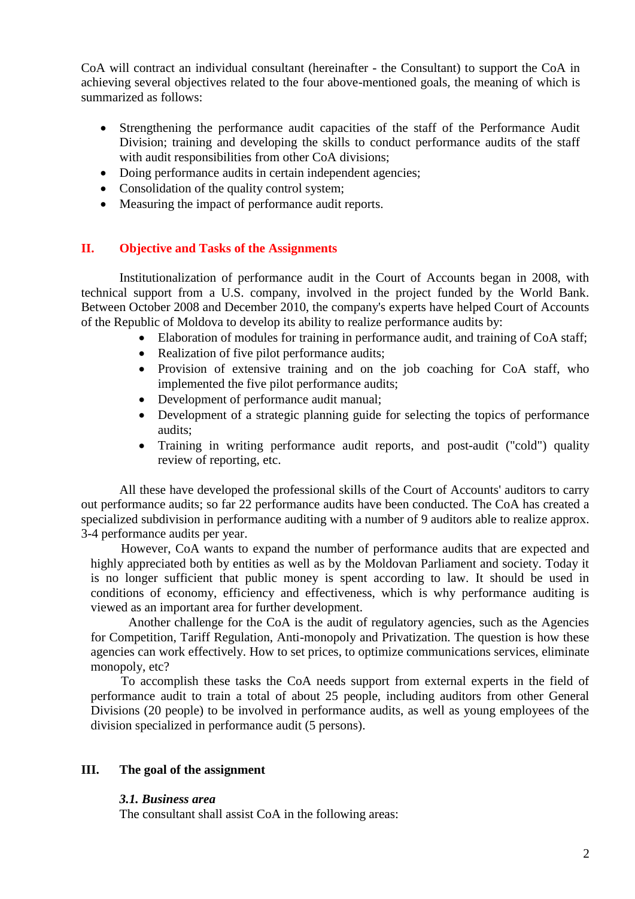CoA will contract an individual consultant (hereinafter - the Consultant) to support the CoA in achieving several objectives related to the four above-mentioned goals, the meaning of which is summarized as follows:

- Strengthening the performance audit capacities of the staff of the Performance Audit Division; training and developing the skills to conduct performance audits of the staff with audit responsibilities from other CoA divisions;
- Doing performance audits in certain independent agencies;
- Consolidation of the quality control system;
- Measuring the impact of performance audit reports.

## II. Objective and Tasks of the Assignments

Institutionalization of performance audit in the Court of Accounts began in 2008, with technical support from a U.S. company, involved in the project funded by the World Bank. Between October 2008 and December 2010, the company's experts have helped Court of Accounts of the Republic of Moldova to develop its ability to realize performance audits by:

- Elaboration of modules for training in performance audit, and training of CoA staff;
- Realization of five pilot performance audits;
- Provision of extensive training and on the job coaching for CoA staff, who implemented the five pilot performance audits;
- Development of performance audit manual;
- Development of a strategic planning guide for selecting the topics of performance audits;
- Training in writing performance audit reports, and post-audit ("cold") quality review of reporting, etc.

All these have developed the professional skills of the Court of Accounts' auditors to carry out performance audits; so far 22 performance audits have been conducted. The CoA has created a specialized subdivision in performance auditing with a number of 9 auditors able to realize approx. 3-4 performance audits per year.

However, CoA wants to expand the number of performance audits that are expected and highly appreciated both by entities as well as by the Moldovan Parliament and society. Today it is no longer sufficient that public money is spent according to law. It should be used in conditions of economy, efficiency and effectiveness, which is why performance auditing is viewed as an important area for further development.

Another challenge for the CoA is the audit of regulatory agencies, such as the Agencies for Competition, Tariff Regulation, Anti-monopoly and Privatization. The question is how these agencies can work effectively. How to set prices, to optimize communications services, eliminate monopoly, etc?

To accomplish these tasks the CoA needs support from external experts in the field of performance audit to train a total of about 25 people, including auditors from other General Divisions (20 people) to be involved in performance audits, as well as young employees of the division specialized in performance audit (5 persons).

## III. The goal of the assignment

### *3.1. Business area*

The consultant shall assist CoA in the following areas: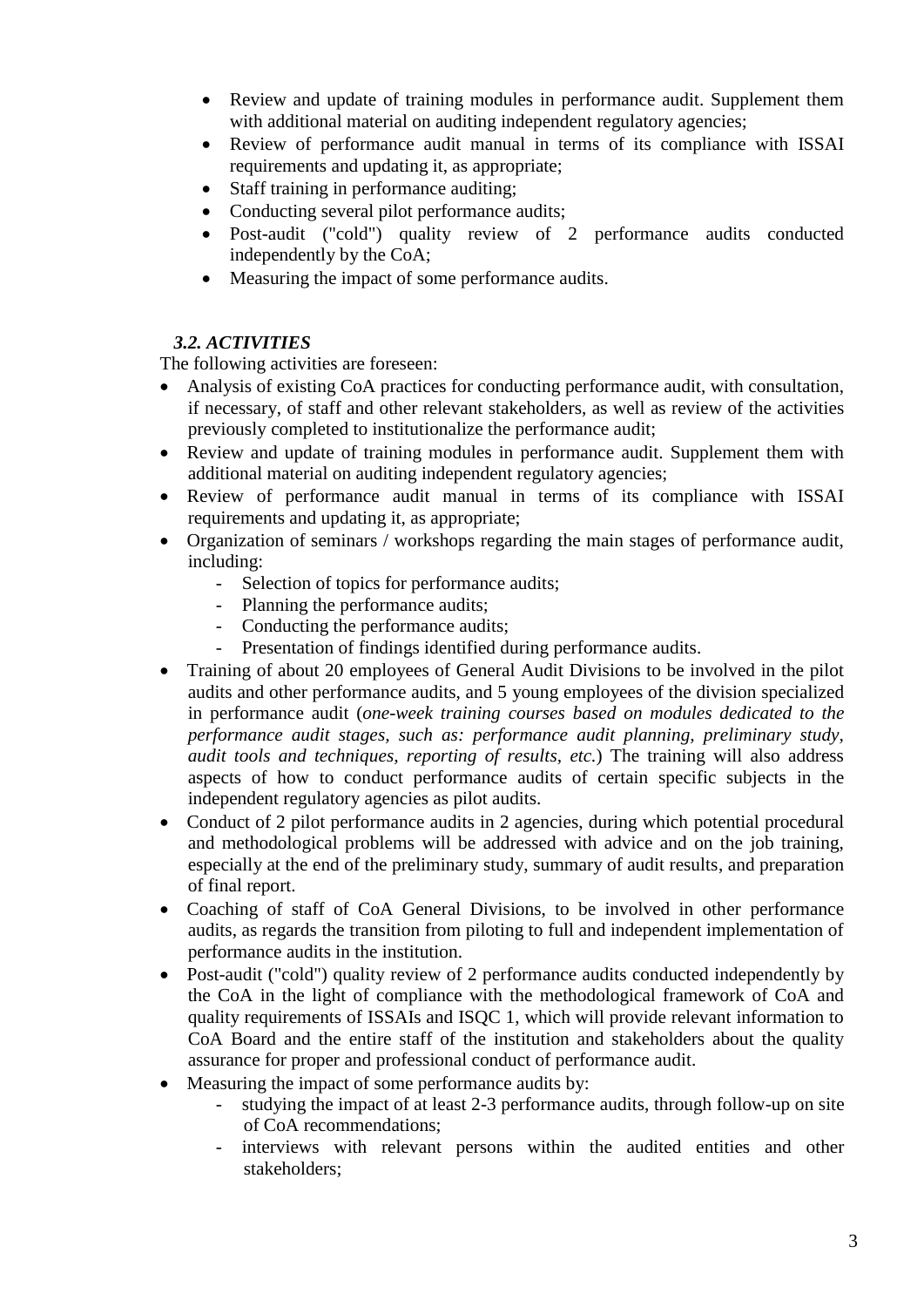- Review and update of training modules in performance audit. Supplement them with additional material on auditing independent regulatory agencies;
- Review of performance audit manual in terms of its compliance with ISSAI requirements and updating it, as appropriate;
- Staff training in performance auditing;
- Conducting several pilot performance audits;
- Post-audit ("cold") quality review of 2 performance audits conducted independently by the CoA;
- Measuring the impact of some performance audits.

### *3.2. ACTIVITIES*

The following activities are foreseen:

- Analysis of existing CoA practices for conducting performance audit, with consultation, if necessary, of staff and other relevant stakeholders, as well as review of the activities previously completed to institutionalize the performance audit;
- Review and update of training modules in performance audit. Supplement them with additional material on auditing independent regulatory agencies;
- Review of performance audit manual in terms of its compliance with ISSAI requirements and updating it, as appropriate;
- Organization of seminars / workshops regarding the main stages of performance audit, including:
    - Selection of topics for performance audits;
    - Planning the performance audits;
    - Conducting the performance audits;
    - Presentation of findings identified during performance audits.
- Training of about 20 employees of General Audit Divisions to be involved in the pilot audits and other performance audits, and 5 young employees of the division specialized in performance audit (*one-week training courses based on modules dedicated to the performance audit stages, such as: performance audit planning, preliminary study, audit tools and techniques, reporting of results, etc.*) The training will also address aspects of how to conduct performance audits of certain specific subjects in the independent regulatory agencies as pilot audits.
- Conduct of 2 pilot performance audits in 2 agencies, during which potential procedural and methodological problems will be addressed with advice and on the job training, especially at the end of the preliminary study, summary of audit results, and preparation of final report.
- Coaching of staff of CoA General Divisions, to be involved in other performance audits, as regards the transition from piloting to full and independent implementation of performance audits in the institution.
- Post-audit ("cold") quality review of 2 performance audits conducted independently by the CoA in the light of compliance with the methodological framework of CoA and quality requirements of ISSAIs and ISQC 1, which will provide relevant information to CoA Board and the entire staff of the institution and stakeholders about the quality assurance for proper and professional conduct of performance audit.
- Measuring the impact of some performance audits by:
    - studying the impact of at least 2-3 performance audits, through follow-up on site of CoA recommendations;
    - interviews with relevant persons within the audited entities and other stakeholders;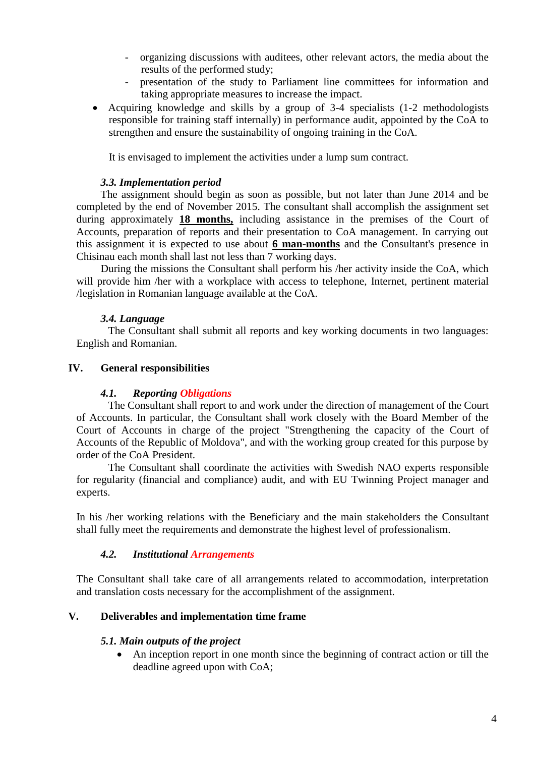- organizing discussions with auditees, other relevant actors, the media about the results of the performed study;
- presentation of the study to Parliament line committees for information and taking appropriate measures to increase the impact.

- Acquiring knowledge and skills by a group of 3-4 specialists (1-2 methodologists responsible for training staff internally) in performance audit, appointed by the CoA to strengthen and ensure the sustainability of ongoing training in the CoA.

It is envisaged to implement the activities under a lump sum contract.

### *3.3. Implementation period*

The assignment should begin as soon as possible, but not later than June 2014 and be completed by the end of November 2015. The consultant shall accomplish the assignment set during approximately **18 months,** including assistance in the premises of the Court of Accounts, preparation of reports and their presentation to CoA management. In carrying out this assignment it is expected to use about **6 man-months** and the Consultant's presence in Chisinau each month shall last not less than 7 working days.

During the missions the Consultant shall perform his /her activity inside the CoA, which will provide him /her with a workplace with access to telephone, Internet, pertinent material /legislation in Romanian language available at the CoA.

### *3.4. Language*

The Consultant shall submit all reports and key working documents in two languages: English and Romanian.

## IV. General responsibilities

### *4.1. Reporting Obligations*

The Consultant shall report to and work under the direction of management of the Court of Accounts. In particular, the Consultant shall work closely with the Board Member of the Court of Accounts in charge of the project "Strengthening the capacity of the Court of Accounts of the Republic of Moldova", and with the working group created for this purpose by order of the CoA President.

The Consultant shall coordinate the activities with Swedish NAO experts responsible for regularity (financial and compliance) audit, and with EU Twinning Project manager and experts.

In his /her working relations with the Beneficiary and the main stakeholders the Consultant shall fully meet the requirements and demonstrate the highest level of professionalism.

### *4.2. Institutional Arrangements*

The Consultant shall take care of all arrangements related to accommodation, interpretation and translation costs necessary for the accomplishment of the assignment.

## V. Deliverables and implementation time frame

### *5.1. Main outputs of the project*

- An inception report in one month since the beginning of contract action or till the deadline agreed upon with CoA;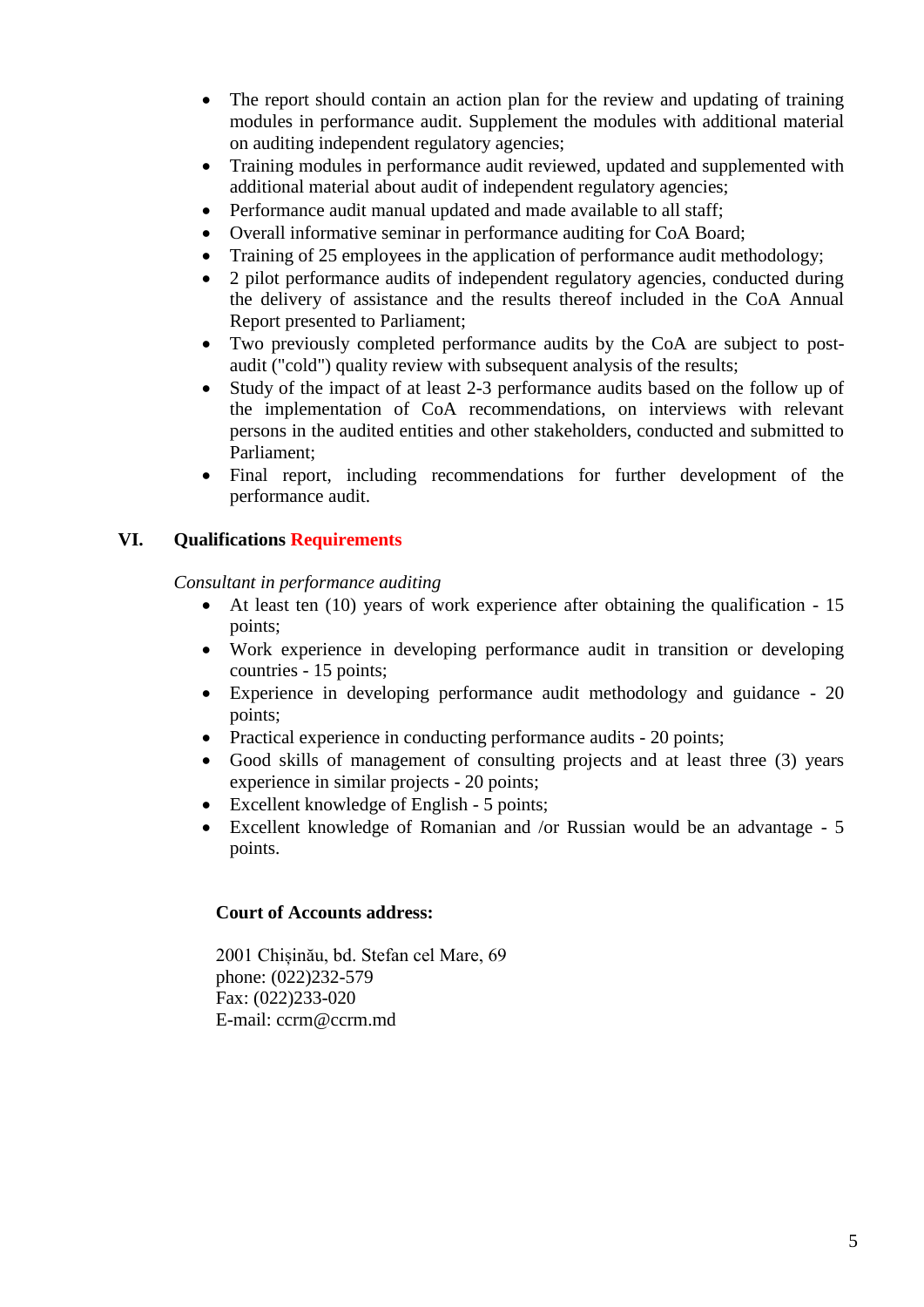- The report should contain an action plan for the review and updating of training modules in performance audit. Supplement the modules with additional material on auditing independent regulatory agencies;
- Training modules in performance audit reviewed, updated and supplemented with additional material about audit of independent regulatory agencies;
- Performance audit manual updated and made available to all staff;
- Overall informative seminar in performance auditing for CoA Board;
- Training of 25 employees in the application of performance audit methodology;
- 2 pilot performance audits of independent regulatory agencies, conducted during the delivery of assistance and the results thereof included in the CoA Annual Report presented to Parliament;
- Two previously completed performance audits by the CoA are subject to post-audit ("cold") quality review with subsequent analysis of the results;
- Study of the impact of at least 2-3 performance audits based on the follow up of the implementation of CoA recommendations, on interviews with relevant persons in the audited entities and other stakeholders, conducted and submitted to Parliament;
- Final report, including recommendations for further development of the performance audit.

## VI. Qualifications Requirements

*Consultant in performance auditing*

- At least ten (10) years of work experience after obtaining the qualification - 15 points;
- Work experience in developing performance audit in transition or developing countries - 15 points;
- Experience in developing performance audit methodology and guidance - 20 points;
- Practical experience in conducting performance audits - 20 points;
- Good skills of management of consulting projects and at least three (3) years experience in similar projects - 20 points;
- Excellent knowledge of English - 5 points;
- Excellent knowledge of Romanian and /or Russian would be an advantage - 5 points.

**Court of Accounts address:**

2001 Chișinău, bd. Stefan cel Mare, 69
phone: (022)232-579
Fax: (022)233-020
E-mail: ccrm@ccrm.md